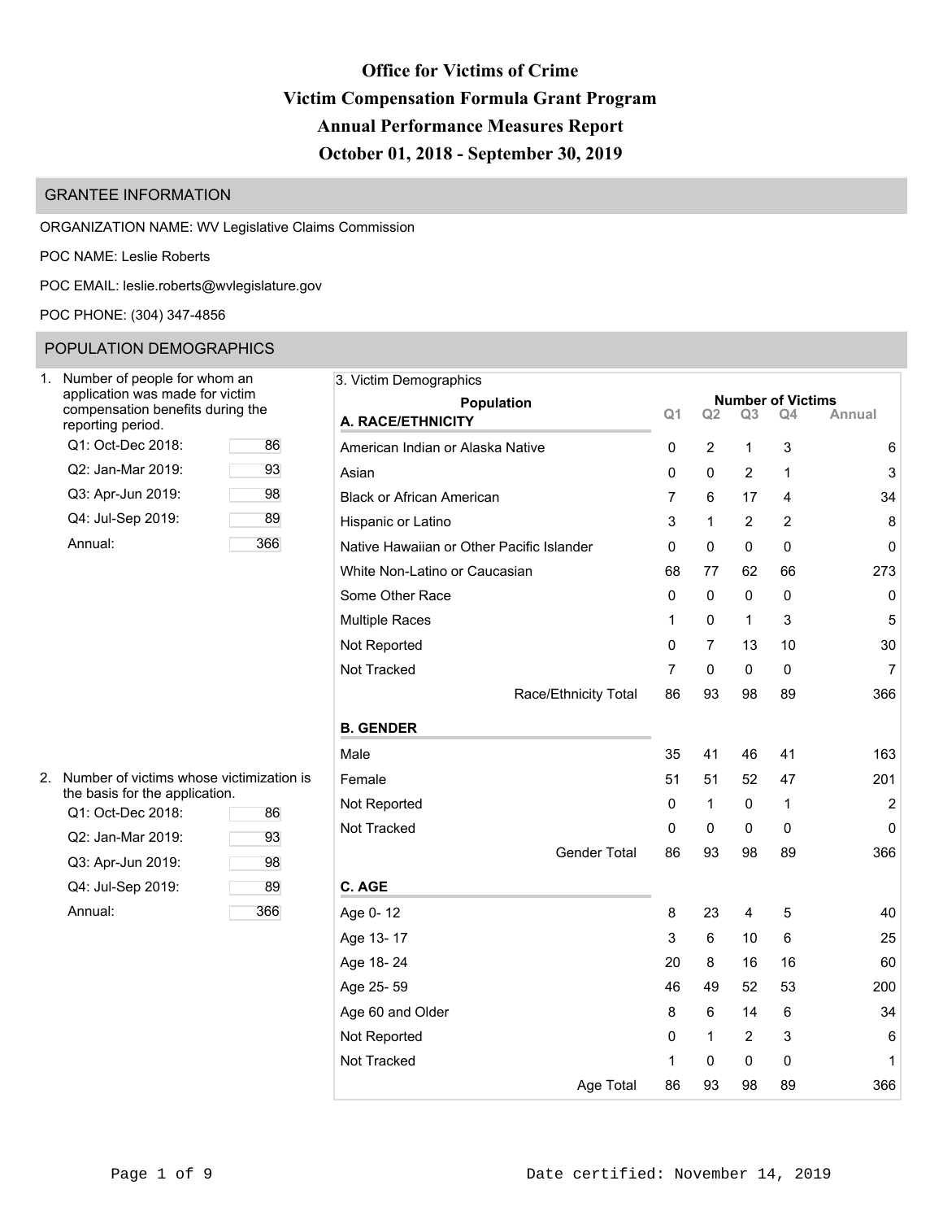# Office for Victims of Crime
# Victim Compensation Formula Grant Program
# Annual Performance Measures Report
# October 01, 2018 - September 30, 2019

## GRANTEE INFORMATION

ORGANIZATION NAME: WV Legislative Claims Commission

POC NAME: Leslie Roberts

POC EMAIL: leslie.roberts@wvlegislature.gov

POC PHONE: (304) 347-4856

## POPULATION DEMOGRAPHICS

1. Number of people for whom an application was made for victim compensation benefits during the reporting period.

| Period | Number |
|---|---|
| Q1: Oct-Dec 2018: | 86 |
| Q2: Jan-Mar 2019: | 93 |
| Q3: Apr-Jun 2019: | 98 |
| Q4: Jul-Sep 2019: | 89 |
| Annual: | 366 |

2. Number of victims whose victimization is the basis for the application.

| Period | Number |
|---|---|
| Q1: Oct-Dec 2018: | 86 |
| Q2: Jan-Mar 2019: | 93 |
| Q3: Apr-Jun 2019: | 98 |
| Q4: Jul-Sep 2019: | 89 |
| Annual: | 366 |

3. Victim Demographics

| Population | Q1 | Q2 | Q3 | Q4 | Annual |
|---|---|---|---|---|---|
| **A. RACE/ETHNICITY** | | | | | |
| American Indian or Alaska Native | 0 | 2 | 1 | 3 | 6 |
| Asian | 0 | 0 | 2 | 1 | 3 |
| Black or African American | 7 | 6 | 17 | 4 | 34 |
| Hispanic or Latino | 3 | 1 | 2 | 2 | 8 |
| Native Hawaiian or Other Pacific Islander | 0 | 0 | 0 | 0 | 0 |
| White Non-Latino or Caucasian | 68 | 77 | 62 | 66 | 273 |
| Some Other Race | 0 | 0 | 0 | 0 | 0 |
| Multiple Races | 1 | 0 | 1 | 3 | 5 |
| Not Reported | 0 | 7 | 13 | 10 | 30 |
| Not Tracked | 7 | 0 | 0 | 0 | 7 |
| Race/Ethnicity Total | 86 | 93 | 98 | 89 | 366 |
| **B. GENDER** | | | | | |
| Male | 35 | 41 | 46 | 41 | 163 |
| Female | 51 | 51 | 52 | 47 | 201 |
| Not Reported | 0 | 1 | 0 | 1 | 2 |
| Not Tracked | 0 | 0 | 0 | 0 | 0 |
| Gender Total | 86 | 93 | 98 | 89 | 366 |
| **C. AGE** | | | | | |
| Age 0- 12 | 8 | 23 | 4 | 5 | 40 |
| Age 13- 17 | 3 | 6 | 10 | 6 | 25 |
| Age 18- 24 | 20 | 8 | 16 | 16 | 60 |
| Age 25- 59 | 46 | 49 | 52 | 53 | 200 |
| Age 60 and Older | 8 | 6 | 14 | 6 | 34 |
| Not Reported | 0 | 1 | 2 | 3 | 6 |
| Not Tracked | 1 | 0 | 0 | 0 | 1 |
| Age Total | 86 | 93 | 98 | 89 | 366 |

Date certified: November 14, 2019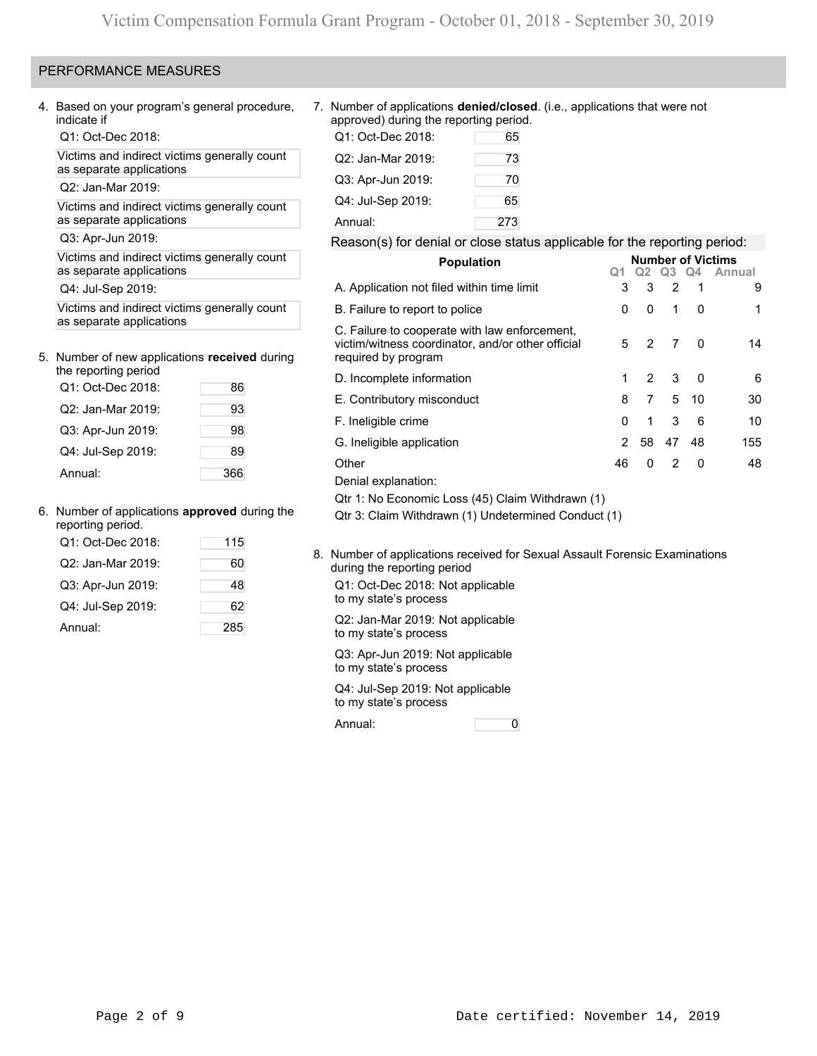## PERFORMANCE MEASURES

4. Based on your program's general procedure, indicate if

   Q1: Oct-Dec 2018:

   Victims and indirect victims generally count as separate applications

   Q2: Jan-Mar 2019:

   Victims and indirect victims generally count as separate applications

   Q3: Apr-Jun 2019:

   Victims and indirect victims generally count as separate applications

   Q4: Jul-Sep 2019:

   Victims and indirect victims generally count as separate applications

5. Number of new applications **received** during the reporting period

| | |
|---|---|
| Q1: Oct-Dec 2018: | 86 |
| Q2: Jan-Mar 2019: | 93 |
| Q3: Apr-Jun 2019: | 98 |
| Q4: Jul-Sep 2019: | 89 |
| Annual: | 366 |

6. Number of applications **approved** during the reporting period.

| | |
|---|---|
| Q1: Oct-Dec 2018: | 115 |
| Q2: Jan-Mar 2019: | 60 |
| Q3: Apr-Jun 2019: | 48 |
| Q4: Jul-Sep 2019: | 62 |
| Annual: | 285 |

7. Number of applications **denied/closed**. (i.e., applications that were not approved) during the reporting period.

| | |
|---|---|
| Q1: Oct-Dec 2018: | 65 |
| Q2: Jan-Mar 2019: | 73 |
| Q3: Apr-Jun 2019: | 70 |
| Q4: Jul-Sep 2019: | 65 |
| Annual: | 273 |

Reason(s) for denial or close status applicable for the reporting period:

| Population | Number of Victims Q1 | Q2 | Q3 | Q4 | Annual |
|---|---|---|---|---|---|
| A. Application not filed within time limit | 3 | 3 | 2 | 1 | 9 |
| B. Failure to report to police | 0 | 0 | 1 | 0 | 1 |
| C. Failure to cooperate with law enforcement, victim/witness coordinator, and/or other official required by program | 5 | 2 | 7 | 0 | 14 |
| D. Incomplete information | 1 | 2 | 3 | 0 | 6 |
| E. Contributory misconduct | 8 | 7 | 5 | 10 | 30 |
| F. Ineligible crime | 0 | 1 | 3 | 6 | 10 |
| G. Ineligible application | 2 | 58 | 47 | 48 | 155 |
| Other | 46 | 0 | 2 | 0 | 48 |

Denial explanation:

Qtr 1: No Economic Loss (45) Claim Withdrawn (1)

Qtr 3: Claim Withdrawn (1) Undetermined Conduct (1)

8. Number of applications received for Sexual Assault Forensic Examinations during the reporting period

   Q1: Oct-Dec 2018: Not applicable to my state's process

   Q2: Jan-Mar 2019: Not applicable to my state's process

   Q3: Apr-Jun 2019: Not applicable to my state's process

   Q4: Jul-Sep 2019: Not applicable to my state's process

   Annual: 0

Date certified: November 14, 2019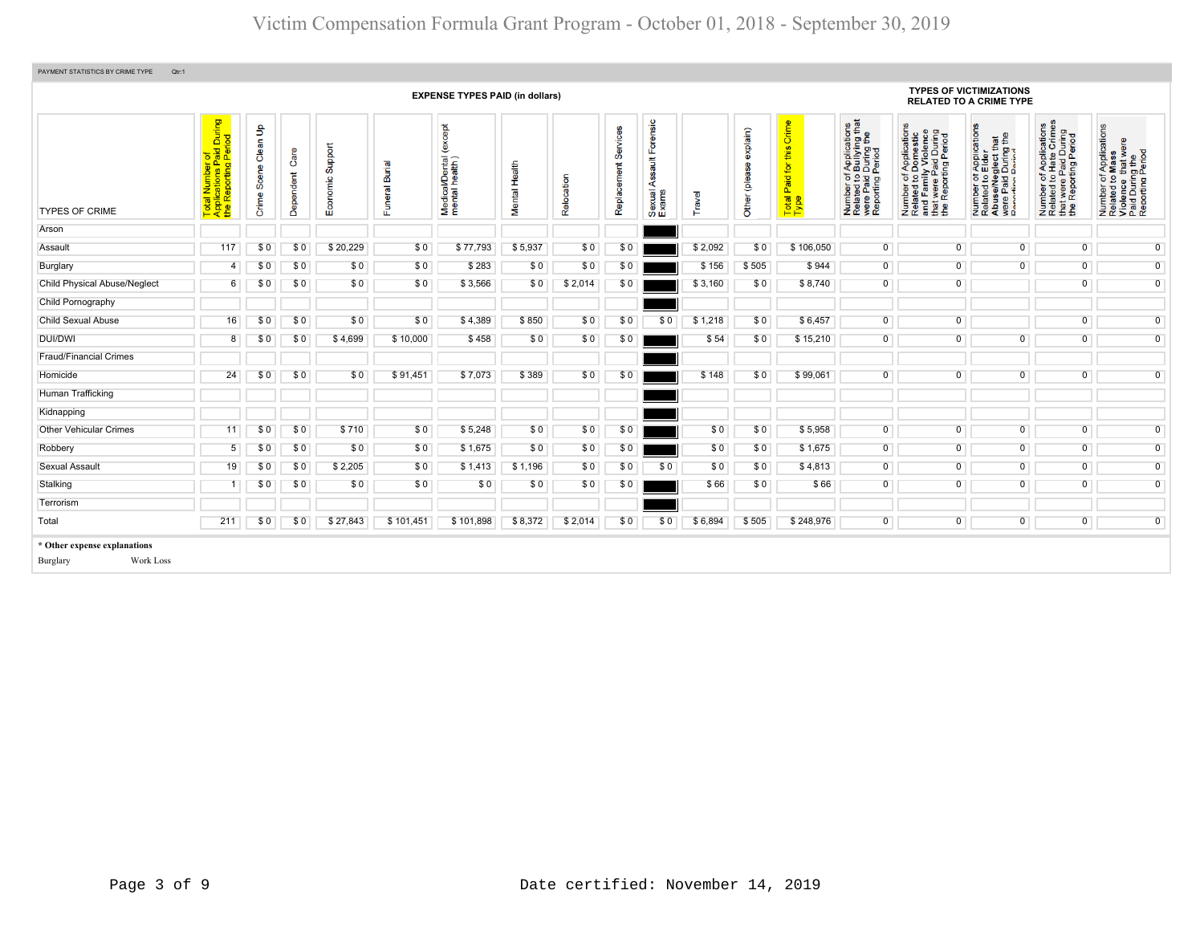# Victim Compensation Formula Grant Program - October 01, 2018 - September 30, 2019

PAYMENT STATISTICS BY CRIME TYPE Qtr:1

| TYPES OF CRIME | Total Number of Applications Paid During the Reporting Period | Crime Scene Clean Up | Dependent Care | Economic Support | Funeral Burial | Medical/Dental (except mental health ) | Mental Health | Relocation | Replacement Services | Sexual Assault Forensic Exams | Travel | Other (please explain) | Total Paid for this Crime Type | Number of Applications Related to Bullying that were Paid During the Reporting Period | Number of Applications Related to Domestic and Family Violence that were Paid During the Reporting Period | Number of Applications Related to Elder Abuse/Neglect that were Paid During the Reporting Period | Number of Applications Related to Hate Crimes that were Paid During the Reporting Period | Number of Applications Related to Mass Violence that were Paid During the Reporting Period |
|---|---|---|---|---|---|---|---|---|---|---|---|---|---|---|---|---|---|---|
| | | | | | | | | | | | | | | | | | | |
| Arson | | | | | | | | | | | | | | | | | | |
| Assault | 117 | $ 0 | $ 0 | $ 20,229 | $ 0 | $ 77,793 | $ 5,937 | $ 0 | $ 0 | | $ 2,092 | $ 0 | $ 106,050 | 0 | 0 | 0 | 0 | 0 |
| Burglary | 4 | $ 0 | $ 0 | $ 0 | $ 0 | $ 283 | $ 0 | $ 0 | $ 0 | | $ 156 | $ 505 | $ 944 | 0 | 0 | 0 | 0 | 0 |
| Child Physical Abuse/Neglect | 6 | $ 0 | $ 0 | $ 0 | $ 0 | $ 3,566 | $ 0 | $ 2,014 | $ 0 | | $ 3,160 | $ 0 | $ 8,740 | 0 | 0 | | 0 | 0 |
| Child Pornography | | | | | | | | | | | | | | | | | | |
| Child Sexual Abuse | 16 | $ 0 | $ 0 | $ 0 | $ 0 | $ 4,389 | $ 850 | $ 0 | $ 0 | $ 0 | $ 1,218 | $ 0 | $ 6,457 | 0 | 0 | | 0 | 0 |
| DUI/DWI | 8 | $ 0 | $ 0 | $ 4,699 | $ 10,000 | $ 458 | $ 0 | $ 0 | $ 0 | | $ 54 | $ 0 | $ 15,210 | 0 | 0 | 0 | 0 | 0 |
| Fraud/Financial Crimes | | | | | | | | | | | | | | | | | | |
| Homicide | 24 | $ 0 | $ 0 | $ 0 | $ 91,451 | $ 7,073 | $ 389 | $ 0 | $ 0 | | $ 148 | $ 0 | $ 99,061 | 0 | 0 | 0 | 0 | 0 |
| Human Trafficking | | | | | | | | | | | | | | | | | | |
| Kidnapping | | | | | | | | | | | | | | | | | | |
| Other Vehicular Crimes | 11 | $ 0 | $ 0 | $ 710 | $ 0 | $ 5,248 | $ 0 | $ 0 | $ 0 | | $ 0 | $ 0 | $ 5,958 | 0 | 0 | 0 | 0 | 0 |
| Robbery | 5 | $ 0 | $ 0 | $ 0 | $ 0 | $ 1,675 | $ 0 | $ 0 | $ 0 | | $ 0 | $ 0 | $ 1,675 | 0 | 0 | 0 | 0 | 0 |
| Sexual Assault | 19 | $ 0 | $ 0 | $ 2,205 | $ 0 | $ 1,413 | $ 1,196 | $ 0 | $ 0 | $ 0 | $ 0 | $ 0 | $ 4,813 | 0 | 0 | 0 | 0 | 0 |
| Stalking | 1 | $ 0 | $ 0 | $ 0 | $ 0 | $ 0 | $ 0 | $ 0 | $ 0 | | $ 66 | $ 0 | $ 66 | 0 | 0 | 0 | 0 | 0 |
| Terrorism | | | | | | | | | | | | | | | | | | |
| Total | 211 | $ 0 | $ 0 | $ 27,843 | $ 101,451 | $ 101,898 | $ 8,372 | $ 2,014 | $ 0 | $ 0 | $ 6,894 | $ 505 | $ 248,976 | 0 | 0 | 0 | 0 | 0 |

Columns "Crime Scene Clean Up" through "Total Paid for this Crime Type" fall under **EXPENSE TYPES PAID (in dollars)**; the last five columns fall under **TYPES OF VICTIMIZATIONS RELATED TO A CRIME TYPE**.

**\* Other expense explanations**

| | |
|---|---|
| Burglary | Work Loss |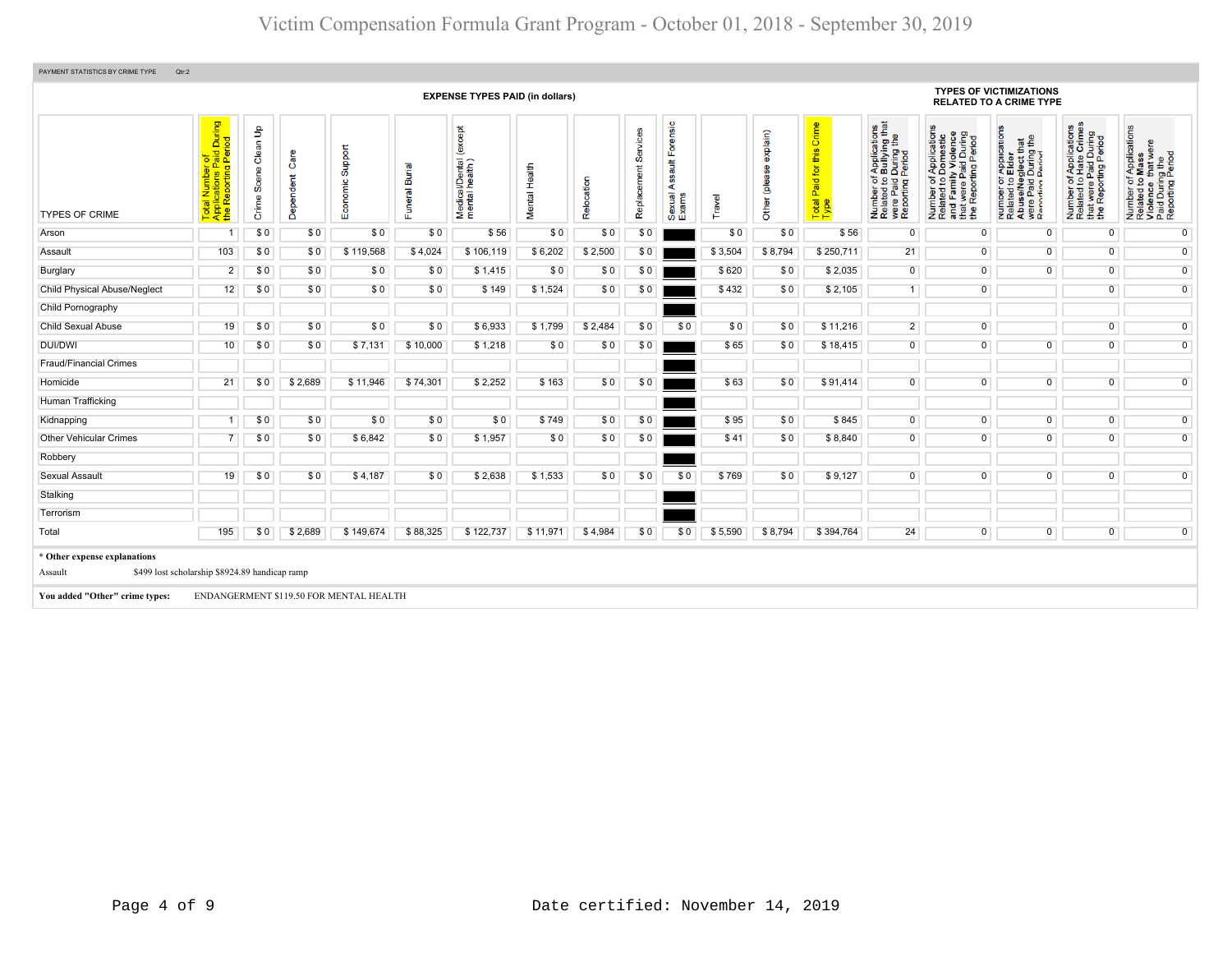# Victim Compensation Formula Grant Program - October 01, 2018 - September 30, 2019

PAYMENT STATISTICS BY CRIME TYPE Qtr:2

| TYPES OF CRIME | Total Number of Applications Paid During the Reporting Period | EXPENSE TYPES PAID (in dollars) | | | | | | | | | | | | TYPES OF VICTIMIZATIONS RELATED TO A CRIME TYPE | | | | |
|---|---|---|---|---|---|---|---|---|---|---|---|---|---|---|---|---|---|---|
| | | Crime Scene Clean Up | Dependent Care | Economic Support | Funeral Burial | Medical/Dental (except mental health) | Mental Health | Relocation | Replacement Services | Sexual Assault Forensic Exams | Travel | Other (please explain) | Total Paid for this Crime Type | Number of Applications Related to Bullying that were Paid During the Reporting Period | Number of Applications Related to Domestic and Family Violence that were Paid During the Reporting Period | Number of applications Related to Elder Abuse/Neglect that were Paid During the Reporting Period | Number of Applications Related to Hate Crimes that were Paid During the Reporting Period | Number of Applications Related to Mass Violence that were Paid During the Reporting Period |
| Arson | 1 | $ 0 | $ 0 | $ 0 | $ 0 | $ 56 | $ 0 | $ 0 | $ 0 | | $ 0 | $ 0 | $ 56 | 0 | 0 | 0 | 0 | 0 |
| Assault | 103 | $ 0 | $ 0 | $ 119,568 | $ 4,024 | $ 106,119 | $ 6,202 | $ 2,500 | $ 0 | | $ 3,504 | $ 8,794 | $ 250,711 | 21 | 0 | 0 | 0 | 0 |
| Burglary | 2 | $ 0 | $ 0 | $ 0 | $ 0 | $ 1,415 | $ 0 | $ 0 | $ 0 | | $ 620 | $ 0 | $ 2,035 | 0 | 0 | 0 | 0 | 0 |
| Child Physical Abuse/Neglect | 12 | $ 0 | $ 0 | $ 0 | $ 0 | $ 149 | $ 1,524 | $ 0 | $ 0 | | $ 432 | $ 0 | $ 2,105 | 1 | 0 | | 0 | 0 |
| Child Pornography | | | | | | | | | | | | | | | | | | |
| Child Sexual Abuse | 19 | $ 0 | $ 0 | $ 0 | $ 0 | $ 6,933 | $ 1,799 | $ 2,484 | $ 0 | $ 0 | $ 0 | $ 0 | $ 11,216 | 2 | 0 | | 0 | 0 |
| DUI/DWI | 10 | $ 0 | $ 0 | $ 7,131 | $ 10,000 | $ 1,218 | $ 0 | $ 0 | $ 0 | | $ 65 | $ 0 | $ 18,415 | 0 | 0 | 0 | 0 | 0 |
| Fraud/Financial Crimes | | | | | | | | | | | | | | | | | | |
| Homicide | 21 | $ 0 | $ 2,689 | $ 11,946 | $ 74,301 | $ 2,252 | $ 163 | $ 0 | $ 0 | | $ 63 | $ 0 | $ 91,414 | 0 | 0 | 0 | 0 | 0 |
| Human Trafficking | | | | | | | | | | | | | | | | | | |
| Kidnapping | 1 | $ 0 | $ 0 | $ 0 | $ 0 | $ 0 | $ 749 | $ 0 | $ 0 | | $ 95 | $ 0 | $ 845 | 0 | 0 | 0 | 0 | 0 |
| Other Vehicular Crimes | 7 | $ 0 | $ 0 | $ 6,842 | $ 0 | $ 1,957 | $ 0 | $ 0 | $ 0 | | $ 41 | $ 0 | $ 8,840 | 0 | 0 | 0 | 0 | 0 |
| Robbery | | | | | | | | | | | | | | | | | | |
| Sexual Assault | 19 | $ 0 | $ 0 | $ 4,187 | $ 0 | $ 2,638 | $ 1,533 | $ 0 | $ 0 | $ 0 | $ 769 | $ 0 | $ 9,127 | 0 | 0 | 0 | 0 | 0 |
| Stalking | | | | | | | | | | | | | | | | | | |
| Terrorism | | | | | | | | | | | | | | | | | | |
| Total | 195 | $ 0 | $ 2,689 | $ 149,674 | $ 88,325 | $ 122,737 | $ 11,971 | $ 4,984 | $ 0 | $ 0 | $ 5,590 | $ 8,794 | $ 394,764 | 24 | 0 | 0 | 0 | 0 |

**\* Other expense explanations**

Assault — $499 lost scholarship $8924.89 handicap ramp

**You added "Other" crime types:** ENDANGERMENT $119.50 FOR MENTAL HEALTH

Date certified: November 14, 2019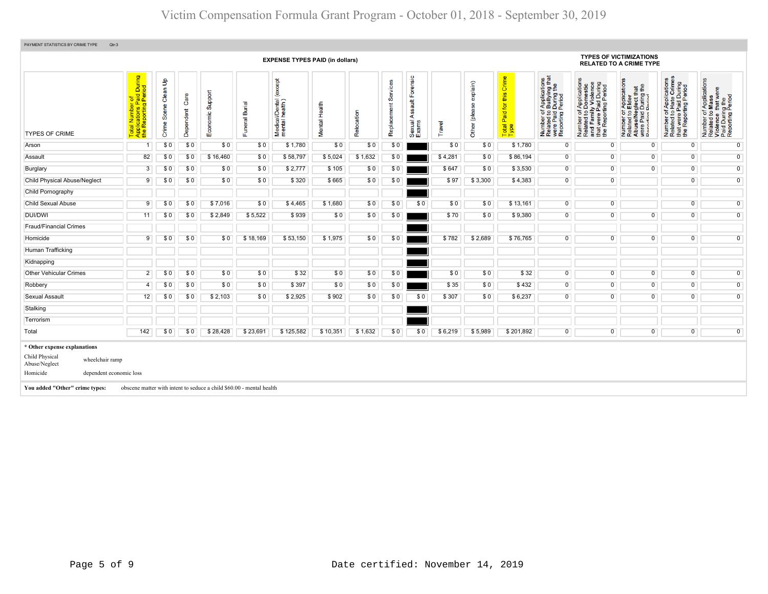PAYMENT STATISTICS BY CRIME TYPE Qtr:3

| TYPES OF CRIME | Total Number of Applications Paid During the Reporting Period | Crime Scene Clean Up | Dependent Care | Economic Support | Funeral Burial | Medical/Dental (except mental health) | Mental Health | Relocation | Replacement Services | Sexual Assault Forensic Exams | Travel | Other (please explain) | Total Paid for this Crime Type | Number of Applications Related to Bullying that were Paid During the Reporting Period | Number of Applications Related to Domestic and Family Violence that were Paid During the Reporting Period | Number of Applications Related to Elder Abuse/Neglect that were Paid During the Reporting Period | Number of Applications Related to Hate Crimes that were Paid During the Reporting Period | Number of Applications Related to Mass Violence that were Paid During the Reporting Period |
|---|---|---|---|---|---|---|---|---|---|---|---|---|---|---|---|---|---|---|
| | | **EXPENSE TYPES PAID (in dollars)** | | | | | | | | | | | | **TYPES OF VICTIMIZATIONS RELATED TO A CRIME TYPE** | | | | |
| Arson | 1 | $ 0 | $ 0 | $ 0 | $ 0 | $ 1,780 | $ 0 | $ 0 | $ 0 | | $ 0 | $ 0 | $ 1,780 | 0 | 0 | 0 | 0 | 0 |
| Assault | 82 | $ 0 | $ 0 | $ 16,460 | $ 0 | $ 58,797 | $ 5,024 | $ 1,632 | $ 0 | | $ 4,281 | $ 0 | $ 86,194 | 0 | 0 | 0 | 0 | 0 |
| Burglary | 3 | $ 0 | $ 0 | $ 0 | $ 0 | $ 2,777 | $ 105 | $ 0 | $ 0 | | $ 647 | $ 0 | $ 3,530 | 0 | 0 | 0 | 0 | 0 |
| Child Physical Abuse/Neglect | 9 | $ 0 | $ 0 | $ 0 | $ 0 | $ 320 | $ 665 | $ 0 | $ 0 | | $ 97 | $ 3,300 | $ 4,383 | 0 | 0 | | 0 | 0 |
| Child Pornography | | | | | | | | | | | | | | | | | | |
| Child Sexual Abuse | 9 | $ 0 | $ 0 | $ 7,016 | $ 0 | $ 4,465 | $ 1,680 | $ 0 | $ 0 | $ 0 | $ 0 | $ 0 | $ 13,161 | 0 | 0 | | 0 | 0 |
| DUI/DWI | 11 | $ 0 | $ 0 | $ 2,849 | $ 5,522 | $ 939 | $ 0 | $ 0 | $ 0 | | $ 70 | $ 0 | $ 9,380 | 0 | 0 | 0 | 0 | 0 |
| Fraud/Financial Crimes | | | | | | | | | | | | | | | | | | |
| Homicide | 9 | $ 0 | $ 0 | $ 0 | $ 18,169 | $ 53,150 | $ 1,975 | $ 0 | $ 0 | | $ 782 | $ 2,689 | $ 76,765 | 0 | 0 | 0 | 0 | 0 |
| Human Trafficking | | | | | | | | | | | | | | | | | | |
| Kidnapping | | | | | | | | | | | | | | | | | | |
| Other Vehicular Crimes | 2 | $ 0 | $ 0 | $ 0 | $ 0 | $ 32 | $ 0 | $ 0 | $ 0 | | $ 0 | $ 0 | $ 32 | 0 | 0 | 0 | 0 | 0 |
| Robbery | 4 | $ 0 | $ 0 | $ 0 | $ 0 | $ 397 | $ 0 | $ 0 | $ 0 | | $ 35 | $ 0 | $ 432 | 0 | 0 | 0 | 0 | 0 |
| Sexual Assault | 12 | $ 0 | $ 0 | $ 2,103 | $ 0 | $ 2,925 | $ 902 | $ 0 | $ 0 | $ 0 | $ 307 | $ 0 | $ 6,237 | 0 | 0 | 0 | 0 | 0 |
| Stalking | | | | | | | | | | | | | | | | | | |
| Terrorism | | | | | | | | | | | | | | | | | | |
| Total | 142 | $ 0 | $ 0 | $ 28,428 | $ 23,691 | $ 125,582 | $ 10,351 | $ 1,632 | $ 0 | $ 0 | $ 6,219 | $ 5,989 | $ 201,892 | 0 | 0 | 0 | 0 | 0 |

**\* Other expense explanations**

| | |
|---|---|
| Child Physical Abuse/Neglect | wheelchair ramp |
| Homicide | dependent economic loss |

**You added "Other" crime types:** obscene matter with intent to seduce a child $60.00 - mental health

Date certified: November 14, 2019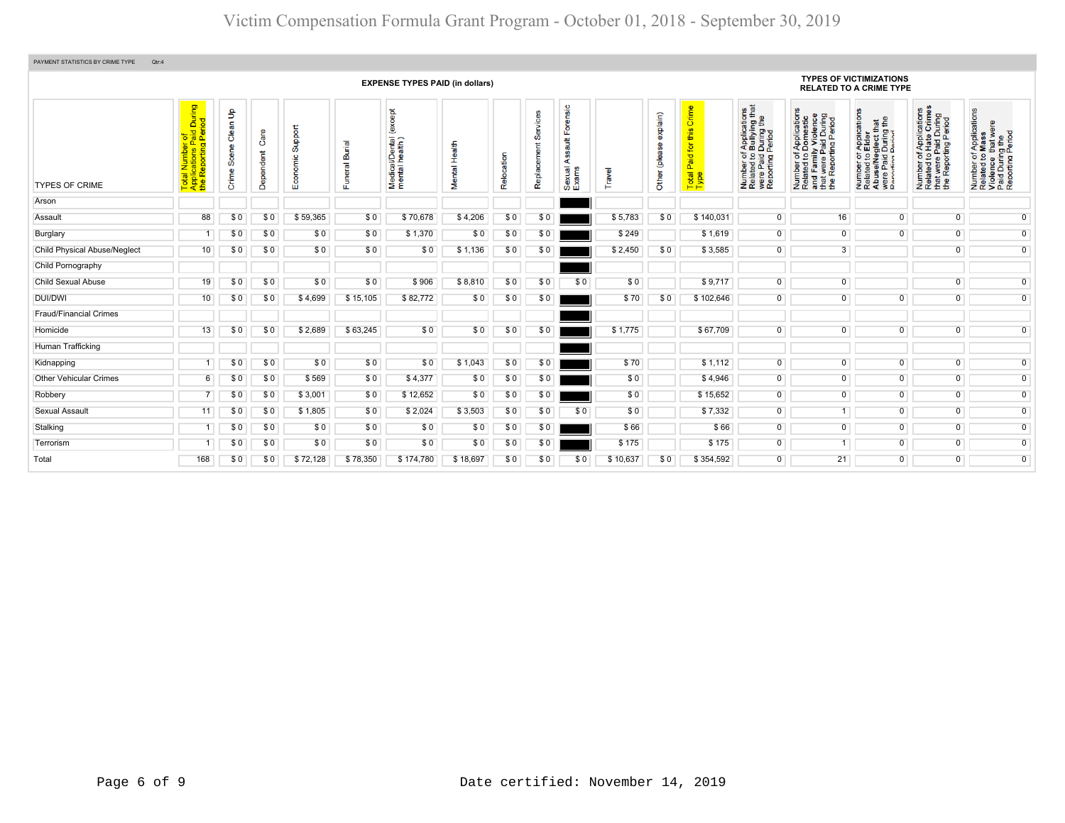# Victim Compensation Formula Grant Program - October 01, 2018 - September 30, 2019

PAYMENT STATISTICS BY CRIME TYPE Qtr:4

| TYPES OF CRIME | Total Number of Applications Paid During the Reporting Period | EXPENSE TYPES PAID (in dollars) | | | | | | | | | | | | TYPES OF VICTIMIZATIONS RELATED TO A CRIME TYPE | | | | |
|---|---|---|---|---|---|---|---|---|---|---|---|---|---|---|---|---|---|---|
| | | Crime Scene Clean Up | Dependent Care | Economic Support | Funeral Burial | Medical/Dental (except mental health) | Mental Health | Relocation | Replacement Services | Sexual Assault Forensic Exams | Travel | Other (please explain) | Total Paid for this Crime Type | Number of Applications Related to Bullying that were Paid During the Reporting Period | Number of Applications Related to Domestic and Family Violence that were Paid During the Reporting Period | Number of Applications Related to Elder Abuse/Neglect that were Paid During the Reporting Period | Number of Applications Related to Hate Crimes that were Paid During the Reporting Period | Number of Applications Related to Mass Violence that were Paid During the Reporting Period |
| Arson | | | | | | | | | | | | | | | | | | |
| Assault | 88 | $ 0 | $ 0 | $ 59,365 | $ 0 | $ 70,678 | $ 4,206 | $ 0 | $ 0 | | $ 5,783 | $ 0 | $ 140,031 | 0 | 16 | 0 | 0 | 0 |
| Burglary | 1 | $ 0 | $ 0 | $ 0 | $ 0 | $ 1,370 | $ 0 | $ 0 | $ 0 | | $ 249 | | $ 1,619 | 0 | 0 | 0 | 0 | 0 |
| Child Physical Abuse/Neglect | 10 | $ 0 | $ 0 | $ 0 | $ 0 | $ 0 | $ 1,136 | $ 0 | $ 0 | | $ 2,450 | $ 0 | $ 3,585 | 0 | 3 | | 0 | 0 |
| Child Pornography | | | | | | | | | | | | | | | | | | |
| Child Sexual Abuse | 19 | $ 0 | $ 0 | $ 0 | $ 0 | $ 906 | $ 8,810 | $ 0 | $ 0 | $ 0 | $ 0 | | $ 9,717 | 0 | 0 | | 0 | 0 |
| DUI/DWI | 10 | $ 0 | $ 0 | $ 4,699 | $ 15,105 | $ 82,772 | $ 0 | $ 0 | $ 0 | | $ 70 | $ 0 | $ 102,646 | 0 | 0 | 0 | 0 | 0 |
| Fraud/Financial Crimes | | | | | | | | | | | | | | | | | | |
| Homicide | 13 | $ 0 | $ 0 | $ 2,689 | $ 63,245 | $ 0 | $ 0 | $ 0 | $ 0 | | $ 1,775 | | $ 67,709 | 0 | 0 | 0 | 0 | 0 |
| Human Trafficking | | | | | | | | | | | | | | | | | | |
| Kidnapping | 1 | $ 0 | $ 0 | $ 0 | $ 0 | $ 0 | $ 1,043 | $ 0 | $ 0 | | $ 70 | | $ 1,112 | 0 | 0 | 0 | 0 | 0 |
| Other Vehicular Crimes | 6 | $ 0 | $ 0 | $ 569 | $ 0 | $ 4,377 | $ 0 | $ 0 | $ 0 | | $ 0 | | $ 4,946 | 0 | 0 | 0 | 0 | 0 |
| Robbery | 7 | $ 0 | $ 0 | $ 3,001 | $ 0 | $ 12,652 | $ 0 | $ 0 | $ 0 | | $ 0 | | $ 15,652 | 0 | 0 | 0 | 0 | 0 |
| Sexual Assault | 11 | $ 0 | $ 0 | $ 1,805 | $ 0 | $ 2,024 | $ 3,503 | $ 0 | $ 0 | $ 0 | $ 0 | | $ 7,332 | 0 | 1 | 0 | 0 | 0 |
| Stalking | 1 | $ 0 | $ 0 | $ 0 | $ 0 | $ 0 | $ 0 | $ 0 | $ 0 | | $ 66 | | $ 66 | 0 | 0 | 0 | 0 | 0 |
| Terrorism | 1 | $ 0 | $ 0 | $ 0 | $ 0 | $ 0 | $ 0 | $ 0 | $ 0 | | $ 175 | | $ 175 | 0 | 1 | 0 | 0 | 0 |
| Total | 168 | $ 0 | $ 0 | $ 72,128 | $ 78,350 | $ 174,780 | $ 18,697 | $ 0 | $ 0 | $ 0 | $ 10,637 | $ 0 | $ 354,592 | 0 | 21 | 0 | 0 | 0 |

Date certified: November 14, 2019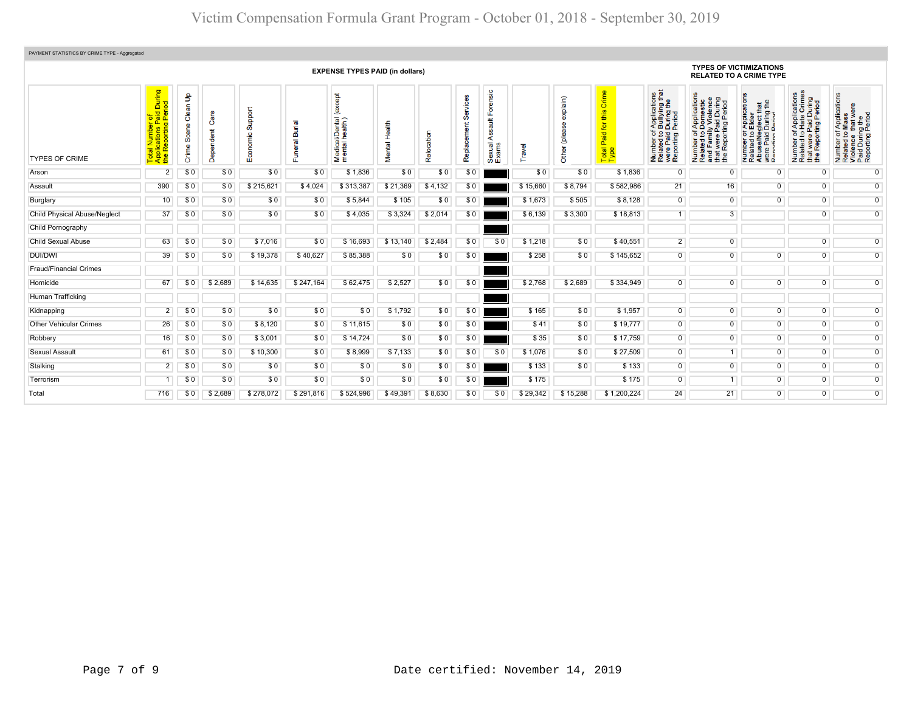# Victim Compensation Formula Grant Program - October 01, 2018 - September 30, 2019

PAYMENT STATISTICS BY CRIME TYPE - Aggregated

| | | EXPENSE TYPES PAID (in dollars) | | | | | | | | | | | | | TYPES OF VICTIMIZATIONS RELATED TO A CRIME TYPE | | | | |
|---|---|---|---|---|---|---|---|---|---|---|---|---|---|---|---|---|---|---|---|
| TYPES OF CRIME | Total Number of Applications Paid During the Reporting Period | Crime Scene Clean Up | Dependent Care | Economic Support | Funeral Burial | Medical/Dental (except mental heath) | Mental Health | Relocation | Replacement Services | Sexual Assault Forensic Exams | Travel | Other (please explain) | Total Paid for this Crime Type | Number of Applications Related to Bullying that were Paid During the Reporting Period | Number of Applications Related to Domestic and Family Violence that were Paid During the Reporting Period | Number of Applications Related to Elder Abuse/Neglect that were Paid During the Reporting Period | Number of Applications Related to Hate Crimes that were Paid During the Reporting Period | Number of Applications Related to Mass Violence that were Paid During the Reporting Period |
| Arson | 2 | $ 0 | $ 0 | $ 0 | $ 0 | $ 1,836 | $ 0 | $ 0 | $ 0 | | $ 0 | $ 0 | $ 1,836 | 0 | 0 | 0 | 0 | 0 |
| Assault | 390 | $ 0 | $ 0 | $ 215,621 | $ 4,024 | $ 313,387 | $ 21,369 | $ 4,132 | $ 0 | | $ 15,660 | $ 8,794 | $ 582,986 | 21 | 16 | 0 | 0 | 0 |
| Burglary | 10 | $ 0 | $ 0 | $ 0 | $ 0 | $ 5,844 | $ 105 | $ 0 | $ 0 | | $ 1,673 | $ 505 | $ 8,128 | 0 | 0 | 0 | 0 | 0 |
| Child Physical Abuse/Neglect | 37 | $ 0 | $ 0 | $ 0 | $ 0 | $ 4,035 | $ 3,324 | $ 2,014 | $ 0 | | $ 6,139 | $ 3,300 | $ 18,813 | 1 | 3 | | 0 | 0 |
| Child Pornography | | | | | | | | | | | | | | | | | | |
| Child Sexual Abuse | 63 | $ 0 | $ 0 | $ 7,016 | $ 0 | $ 16,693 | $ 13,140 | $ 2,484 | $ 0 | $ 0 | $ 1,218 | $ 0 | $ 40,551 | 2 | 0 | | 0 | 0 |
| DUI/DWI | 39 | $ 0 | $ 0 | $ 19,378 | $ 40,627 | $ 85,388 | $ 0 | $ 0 | $ 0 | | $ 258 | $ 0 | $ 145,652 | 0 | 0 | 0 | 0 | 0 |
| Fraud/Financial Crimes | | | | | | | | | | | | | | | | | | |
| Homicide | 67 | $ 0 | $ 2,689 | $ 14,635 | $ 247,164 | $ 62,475 | $ 2,527 | $ 0 | $ 0 | | $ 2,768 | $ 2,689 | $ 334,949 | 0 | 0 | 0 | 0 | 0 |
| Human Trafficking | | | | | | | | | | | | | | | | | | |
| Kidnapping | 2 | $ 0 | $ 0 | $ 0 | $ 0 | $ 0 | $ 1,792 | $ 0 | $ 0 | | $ 165 | $ 0 | $ 1,957 | 0 | 0 | 0 | 0 | 0 |
| Other Vehicular Crimes | 26 | $ 0 | $ 0 | $ 8,120 | $ 0 | $ 11,615 | $ 0 | $ 0 | $ 0 | | $ 41 | $ 0 | $ 19,777 | 0 | 0 | 0 | 0 | 0 |
| Robbery | 16 | $ 0 | $ 0 | $ 3,001 | $ 0 | $ 14,724 | $ 0 | $ 0 | $ 0 | | $ 35 | $ 0 | $ 17,759 | 0 | 0 | 0 | 0 | 0 |
| Sexual Assault | 61 | $ 0 | $ 0 | $ 10,300 | $ 0 | $ 8,999 | $ 7,133 | $ 0 | $ 0 | $ 0 | $ 1,076 | $ 0 | $ 27,509 | 0 | 1 | 0 | 0 | 0 |
| Stalking | 2 | $ 0 | $ 0 | $ 0 | $ 0 | $ 0 | $ 0 | $ 0 | $ 0 | | $ 133 | $ 0 | $ 133 | 0 | 0 | 0 | 0 | 0 |
| Terrorism | 1 | $ 0 | $ 0 | $ 0 | $ 0 | $ 0 | $ 0 | $ 0 | $ 0 | | $ 175 | | $ 175 | 0 | 1 | 0 | 0 | 0 |
| Total | 716 | $ 0 | $ 2,689 | $ 278,072 | $ 291,816 | $ 524,996 | $ 49,391 | $ 8,630 | $ 0 | $ 0 | $ 29,342 | $ 15,288 | $ 1,200,224 | 24 | 21 | 0 | 0 | 0 |

Date certified: November 14, 2019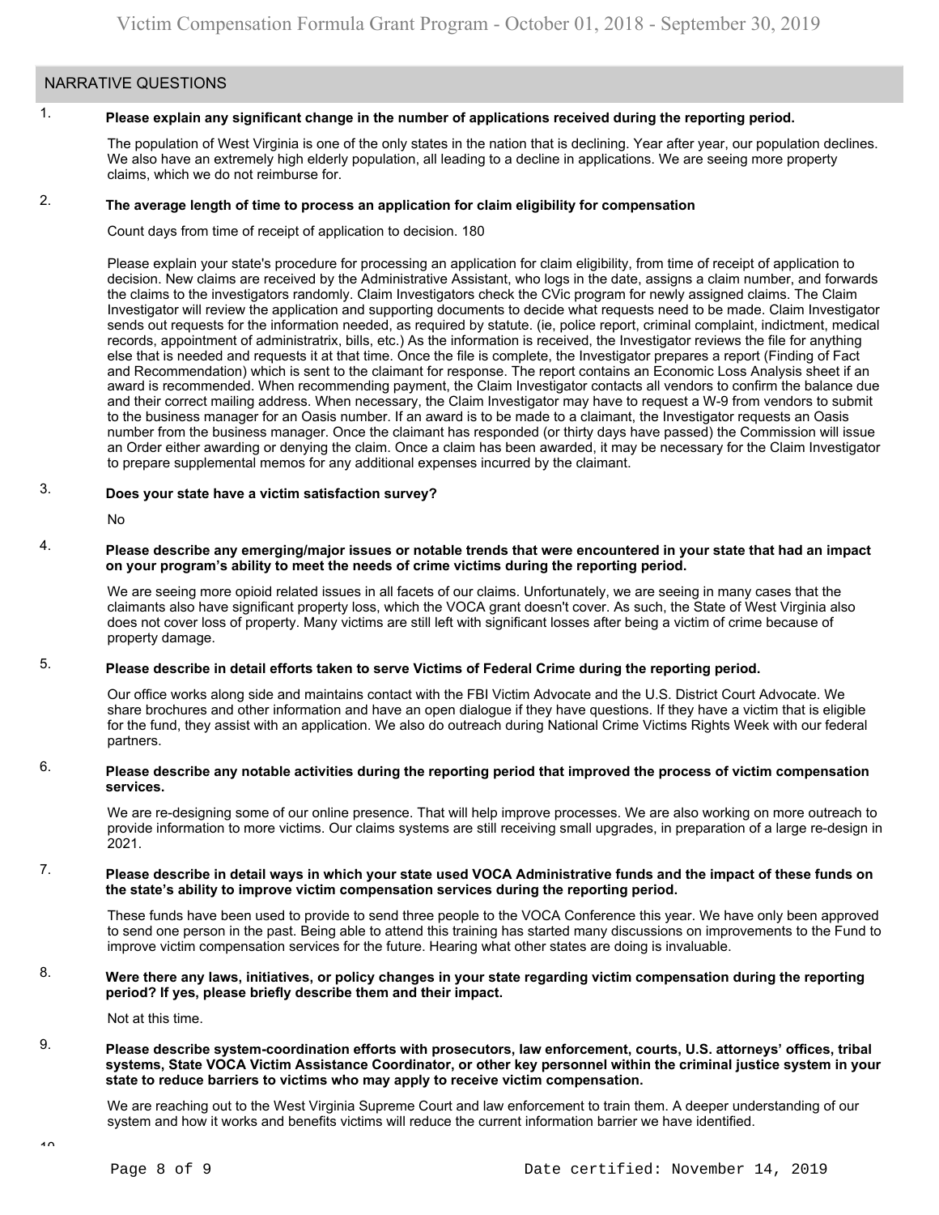## NARRATIVE QUESTIONS

1. **Please explain any significant change in the number of applications received during the reporting period.**

   The population of West Virginia is one of the only states in the nation that is declining. Year after year, our population declines. We also have an extremely high elderly population, all leading to a decline in applications. We are seeing more property claims, which we do not reimburse for.

2. **The average length of time to process an application for claim eligibility for compensation**

   Count days from time of receipt of application to decision. 180

   Please explain your state's procedure for processing an application for claim eligibility, from time of receipt of application to decision. New claims are received by the Administrative Assistant, who logs in the date, assigns a claim number, and forwards the claims to the investigators randomly. Claim Investigators check the CVic program for newly assigned claims. The Claim Investigator will review the application and supporting documents to decide what requests need to be made. Claim Investigator sends out requests for the information needed, as required by statute. (ie, police report, criminal complaint, indictment, medical records, appointment of administratrix, bills, etc.) As the information is received, the Investigator reviews the file for anything else that is needed and requests it at that time. Once the file is complete, the Investigator prepares a report (Finding of Fact and Recommendation) which is sent to the claimant for response. The report contains an Economic Loss Analysis sheet if an award is recommended. When recommending payment, the Claim Investigator contacts all vendors to confirm the balance due and their correct mailing address. When necessary, the Claim Investigator may have to request a W-9 from vendors to submit to the business manager for an Oasis number. If an award is to be made to a claimant, the Investigator requests an Oasis number from the business manager. Once the claimant has responded (or thirty days have passed) the Commission will issue an Order either awarding or denying the claim. Once a claim has been awarded, it may be necessary for the Claim Investigator to prepare supplemental memos for any additional expenses incurred by the claimant.

3. **Does your state have a victim satisfaction survey?**

   No

4. **Please describe any emerging/major issues or notable trends that were encountered in your state that had an impact on your program's ability to meet the needs of crime victims during the reporting period.**

   We are seeing more opioid related issues in all facets of our claims. Unfortunately, we are seeing in many cases that the claimants also have significant property loss, which the VOCA grant doesn't cover. As such, the State of West Virginia also does not cover loss of property. Many victims are still left with significant losses after being a victim of crime because of property damage.

5. **Please describe in detail efforts taken to serve Victims of Federal Crime during the reporting period.**

   Our office works along side and maintains contact with the FBI Victim Advocate and the U.S. District Court Advocate. We share brochures and other information and have an open dialogue if they have questions. If they have a victim that is eligible for the fund, they assist with an application. We also do outreach during National Crime Victims Rights Week with our federal partners.

6. **Please describe any notable activities during the reporting period that improved the process of victim compensation services.**

   We are re-designing some of our online presence. That will help improve processes. We are also working on more outreach to provide information to more victims. Our claims systems are still receiving small upgrades, in preparation of a large re-design in 2021.

7. **Please describe in detail ways in which your state used VOCA Administrative funds and the impact of these funds on the state's ability to improve victim compensation services during the reporting period.**

   These funds have been used to provide to send three people to the VOCA Conference this year. We have only been approved to send one person in the past. Being able to attend this training has started many discussions on improvements to the Fund to improve victim compensation services for the future. Hearing what other states are doing is invaluable.

8. **Were there any laws, initiatives, or policy changes in your state regarding victim compensation during the reporting period? If yes, please briefly describe them and their impact.**

   Not at this time.

9. **Please describe system-coordination efforts with prosecutors, law enforcement, courts, U.S. attorneys' offices, tribal systems, State VOCA Victim Assistance Coordinator, or other key personnel within the criminal justice system in your state to reduce barriers to victims who may apply to receive victim compensation.**

   We are reaching out to the West Virginia Supreme Court and law enforcement to train them. A deeper understanding of our system and how it works and benefits victims will reduce the current information barrier we have identified.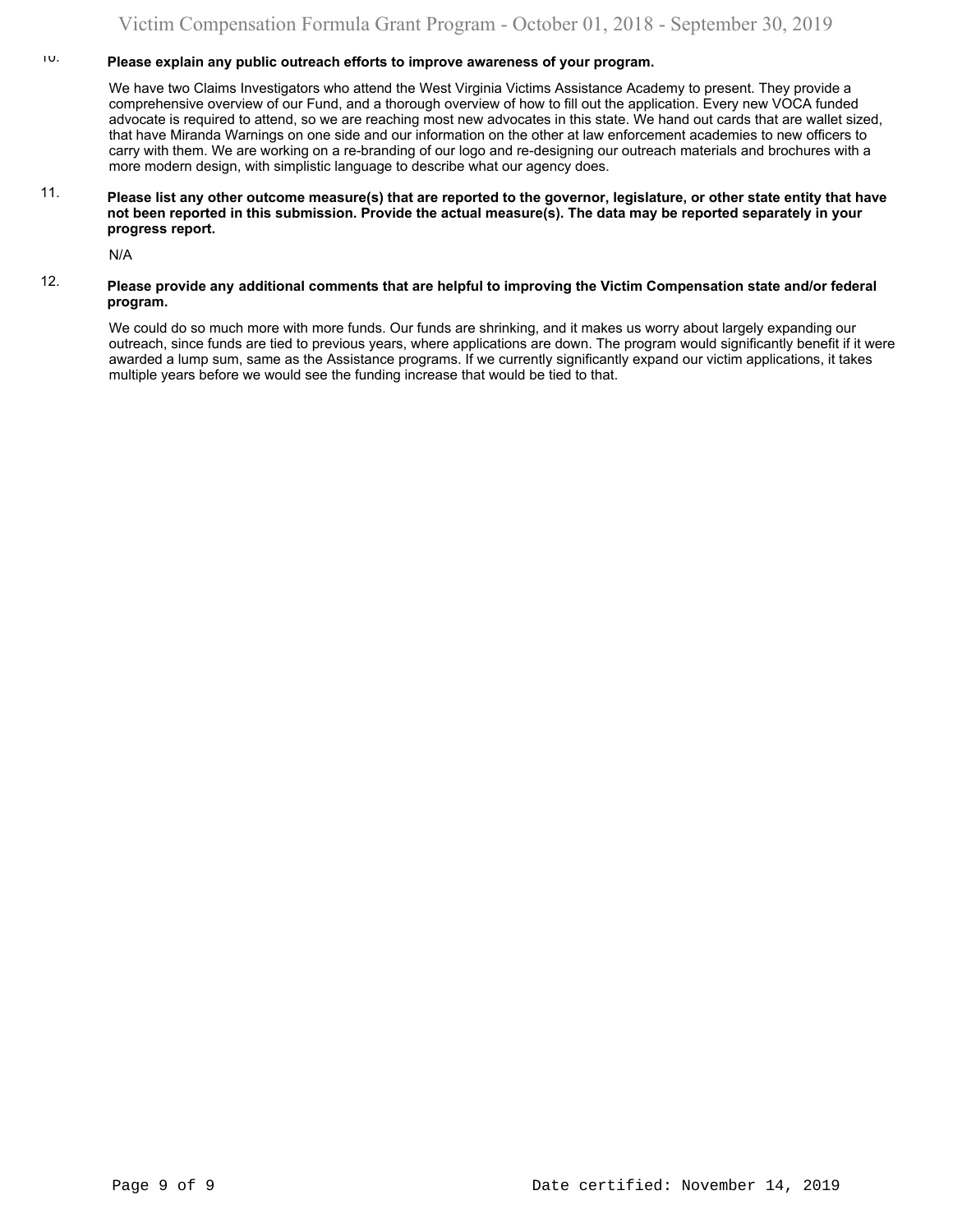10. **Please explain any public outreach efforts to improve awareness of your program.**

We have two Claims Investigators who attend the West Virginia Victims Assistance Academy to present. They provide a comprehensive overview of our Fund, and a thorough overview of how to fill out the application. Every new VOCA funded advocate is required to attend, so we are reaching most new advocates in this state. We hand out cards that are wallet sized, that have Miranda Warnings on one side and our information on the other at law enforcement academies to new officers to carry with them. We are working on a re-branding of our logo and re-designing our outreach materials and brochures with a more modern design, with simplistic language to describe what our agency does.

11. **Please list any other outcome measure(s) that are reported to the governor, legislature, or other state entity that have not been reported in this submission. Provide the actual measure(s). The data may be reported separately in your progress report.**

N/A

12. **Please provide any additional comments that are helpful to improving the Victim Compensation state and/or federal program.**

We could do so much more with more funds. Our funds are shrinking, and it makes us worry about largely expanding our outreach, since funds are tied to previous years, where applications are down. The program would significantly benefit if it were awarded a lump sum, same as the Assistance programs. If we currently significantly expand our victim applications, it takes multiple years before we would see the funding increase that would be tied to that.